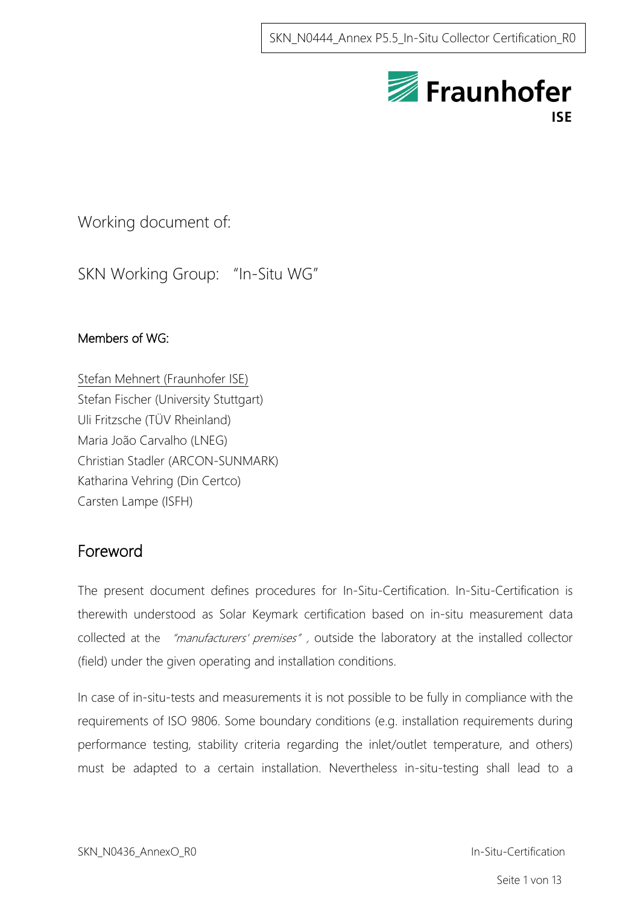Working document of:

SKN Working Group: "In-Situ WG"

**Members of WG:**

Stefan Mehnert (Fraunhofer ISE)
Stefan Fischer (University Stuttgart)
Uli Fritzsche (TÜV Rheinland)
Maria João Carvalho (LNEG)
Christian Stadler (ARCON-SUNMARK)
Katharina Vehring (Din Certco)
Carsten Lampe (ISFH)

## Foreword

The present document defines procedures for In-Situ-Certification. In-Situ-Certification is therewith understood as Solar Keymark certification based on in-situ measurement data collected at the *"manufacturers' premises"* , outside the laboratory at the installed collector (field) under the given operating and installation conditions.

In case of in-situ-tests and measurements it is not possible to be fully in compliance with the requirements of ISO 9806. Some boundary conditions (e.g. installation requirements during performance testing, stability criteria regarding the inlet/outlet temperature, and others) must be adapted to a certain installation. Nevertheless in-situ-testing shall lead to a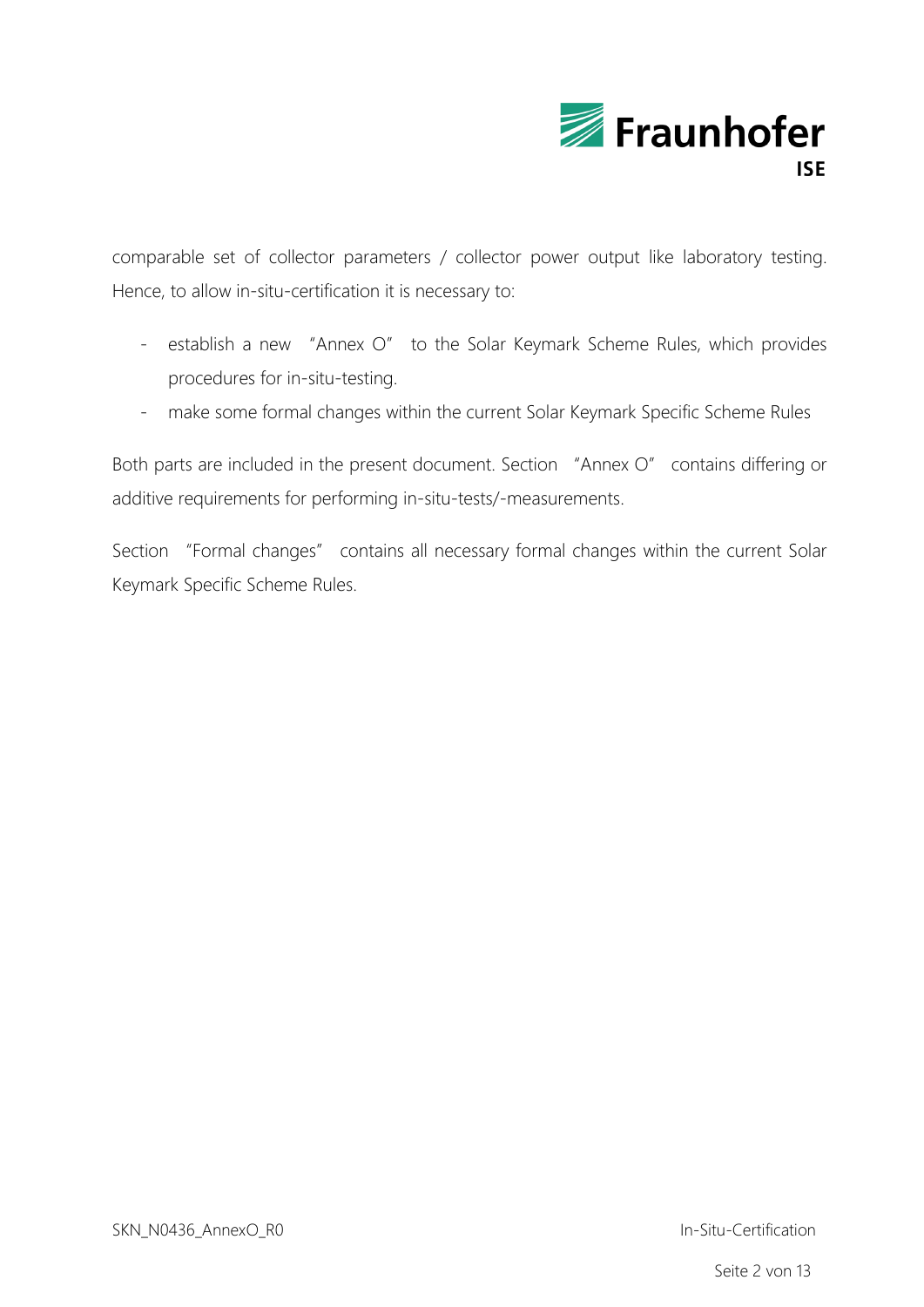comparable set of collector parameters / collector power output like laboratory testing. Hence, to allow in-situ-certification it is necessary to:

- establish a new "Annex O" to the Solar Keymark Scheme Rules, which provides procedures for in-situ-testing.
- make some formal changes within the current Solar Keymark Specific Scheme Rules

Both parts are included in the present document. Section "Annex O" contains differing or additive requirements for performing in-situ-tests/-measurements.

Section "Formal changes" contains all necessary formal changes within the current Solar Keymark Specific Scheme Rules.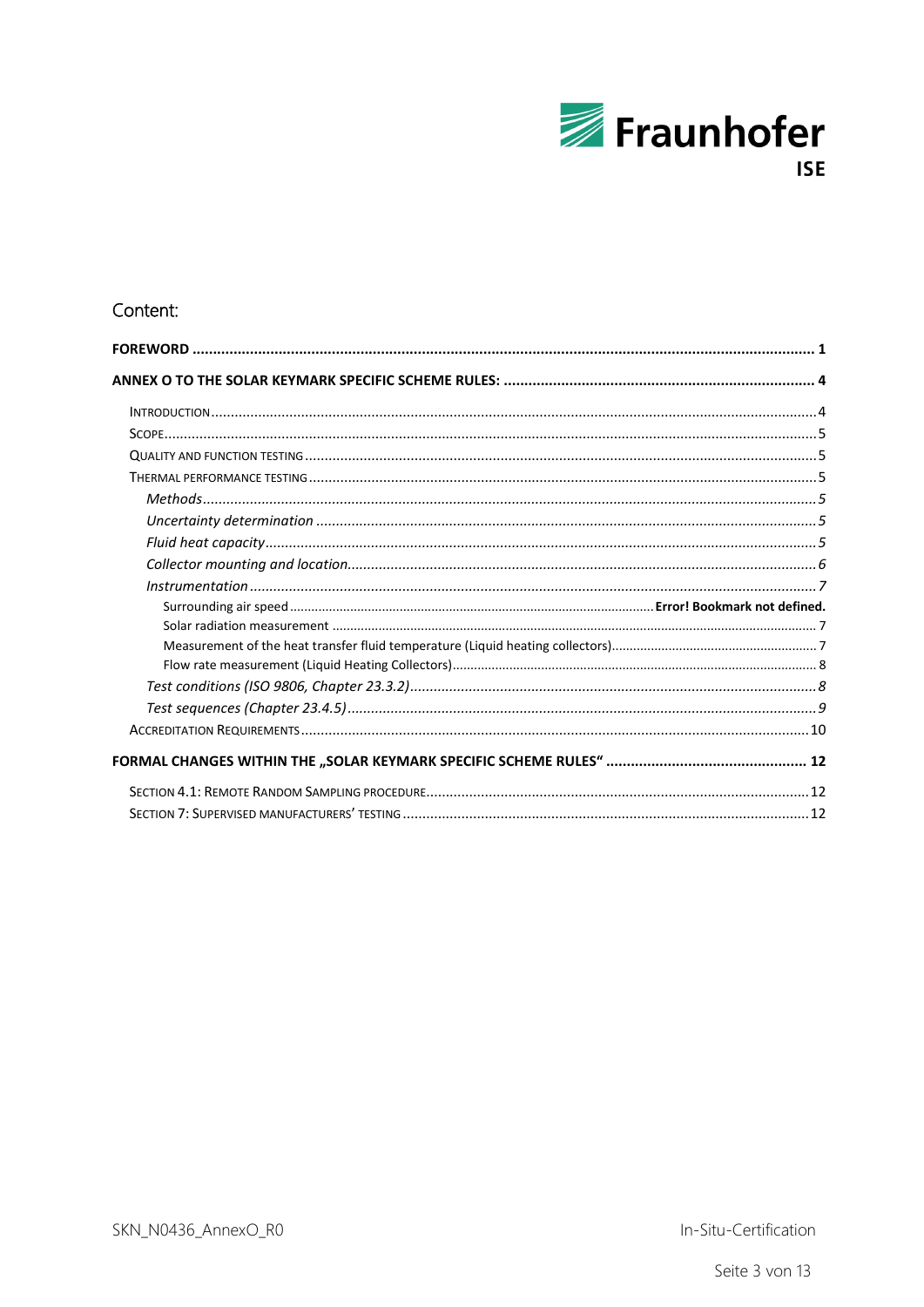## Content:

**FOREWORD** ........................................................................................................................................ **1**

**ANNEX O TO THE SOLAR KEYMARK SPECIFIC SCHEME RULES:** ........................................................................... **4**

- INTRODUCTION ........................................................................................................................................ 4
- SCOPE ........................................................................................................................................ 5
- QUALITY AND FUNCTION TESTING ........................................................................................................................................ 5
- THERMAL PERFORMANCE TESTING ........................................................................................................................................ 5
  - *Methods* ........................................................................................................................................ *5*
  - *Uncertainty determination* ........................................................................................................................................ *5*
  - *Fluid heat capacity* ........................................................................................................................................ *5*
  - *Collector mounting and location* ........................................................................................................................................ *6*
  - *Instrumentation* ........................................................................................................................................ *7*
    - Surrounding air speed ........................................................................ **Error! Bookmark not defined.**
    - Solar radiation measurement ........................................................................................................................................ 7
    - Measurement of the heat transfer fluid temperature (Liquid heating collectors) ........................................................................ 7
    - Flow rate measurement (Liquid Heating Collectors) ........................................................................................................................................ 8
  - *Test conditions (ISO 9806, Chapter 23.3.2)* ........................................................................................................................................ *8*
  - *Test sequences (Chapter 23.4.5)* ........................................................................................................................................ *9*
- ACCREDITATION REQUIREMENTS ........................................................................................................................................ 10

**FORMAL CHANGES WITHIN THE „SOLAR KEYMARK SPECIFIC SCHEME RULES"** ................................................ **12**

- SECTION 4.1: REMOTE RANDOM SAMPLING PROCEDURE ........................................................................................................................................ 12
- SECTION 7: SUPERVISED MANUFACTURERS' TESTING ........................................................................................................................................ 12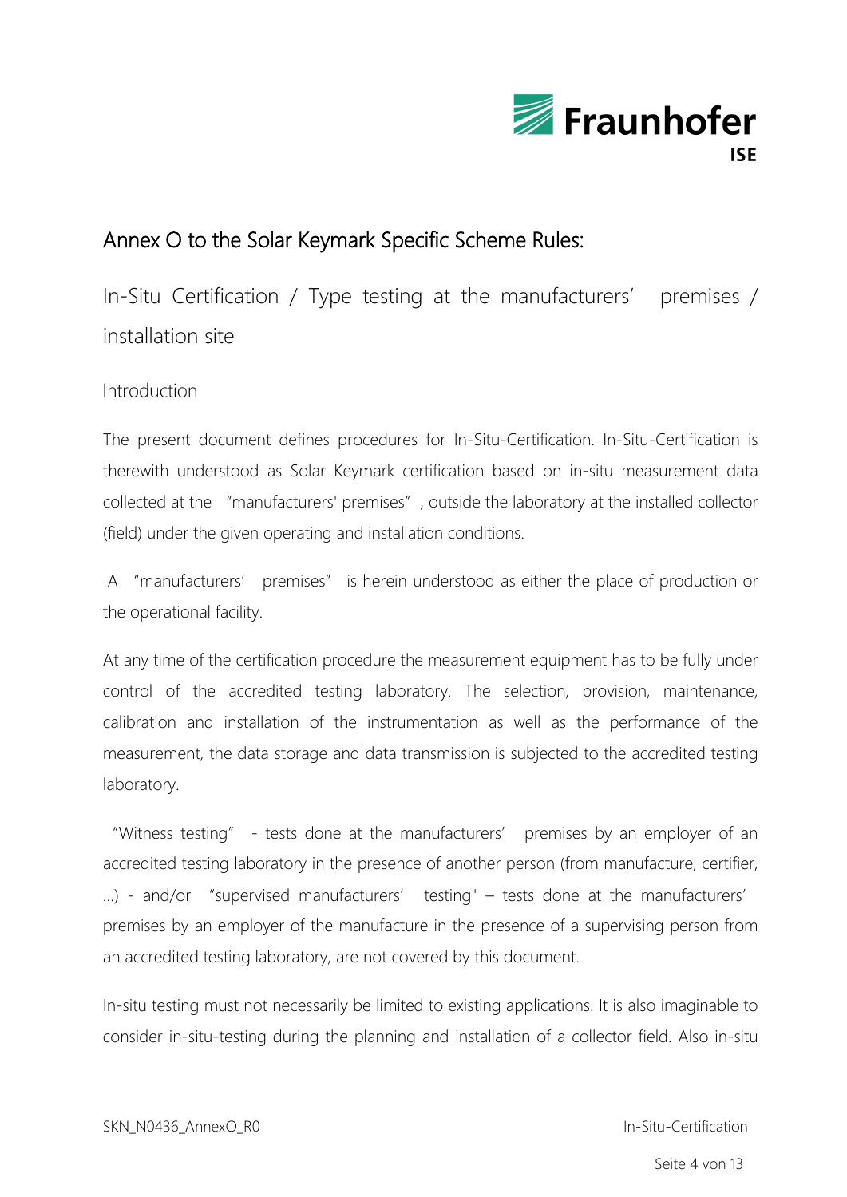# Annex O to the Solar Keymark Specific Scheme Rules:

## In-Situ Certification / Type testing at the manufacturers' premises / installation site

### Introduction

The present document defines procedures for In-Situ-Certification. In-Situ-Certification is therewith understood as Solar Keymark certification based on in-situ measurement data collected at the "manufacturers' premises", outside the laboratory at the installed collector (field) under the given operating and installation conditions.

A "manufacturers' premises" is herein understood as either the place of production or the operational facility.

At any time of the certification procedure the measurement equipment has to be fully under control of the accredited testing laboratory. The selection, provision, maintenance, calibration and installation of the instrumentation as well as the performance of the measurement, the data storage and data transmission is subjected to the accredited testing laboratory.

"Witness testing" - tests done at the manufacturers' premises by an employer of an accredited testing laboratory in the presence of another person (from manufacture, certifier, ...) - and/or "supervised manufacturers' testing" – tests done at the manufacturers' premises by an employer of the manufacture in the presence of a supervising person from an accredited testing laboratory, are not covered by this document.

In-situ testing must not necessarily be limited to existing applications. It is also imaginable to consider in-situ-testing during the planning and installation of a collector field. Also in-situ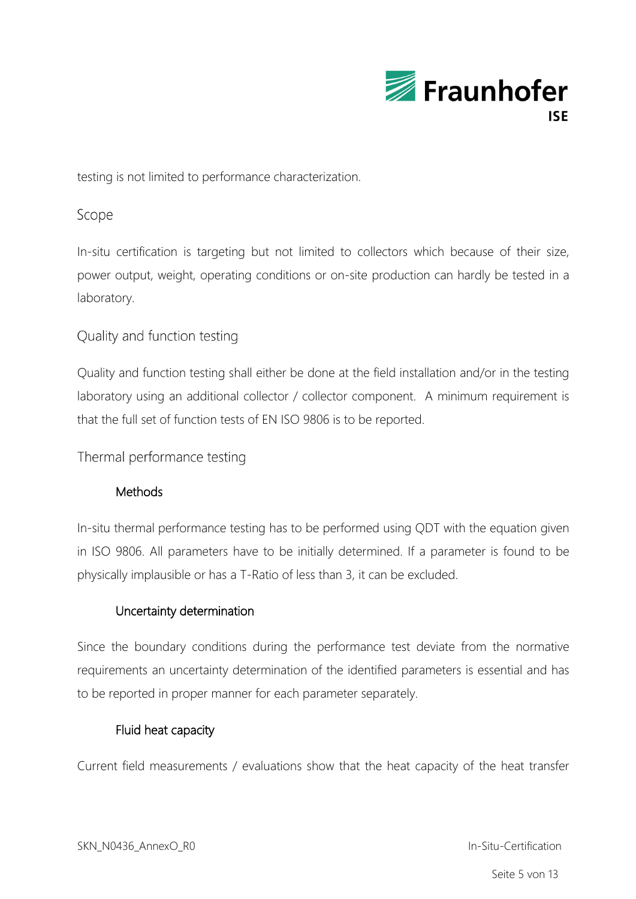testing is not limited to performance characterization.

## Scope

In-situ certification is targeting but not limited to collectors which because of their size, power output, weight, operating conditions or on-site production can hardly be tested in a laboratory.

## Quality and function testing

Quality and function testing shall either be done at the field installation and/or in the testing laboratory using an additional collector / collector component. A minimum requirement is that the full set of function tests of EN ISO 9806 is to be reported.

## Thermal performance testing

### Methods

In-situ thermal performance testing has to be performed using QDT with the equation given in ISO 9806. All parameters have to be initially determined. If a parameter is found to be physically implausible or has a T-Ratio of less than 3, it can be excluded.

### Uncertainty determination

Since the boundary conditions during the performance test deviate from the normative requirements an uncertainty determination of the identified parameters is essential and has to be reported in proper manner for each parameter separately.

### Fluid heat capacity

Current field measurements / evaluations show that the heat capacity of the heat transfer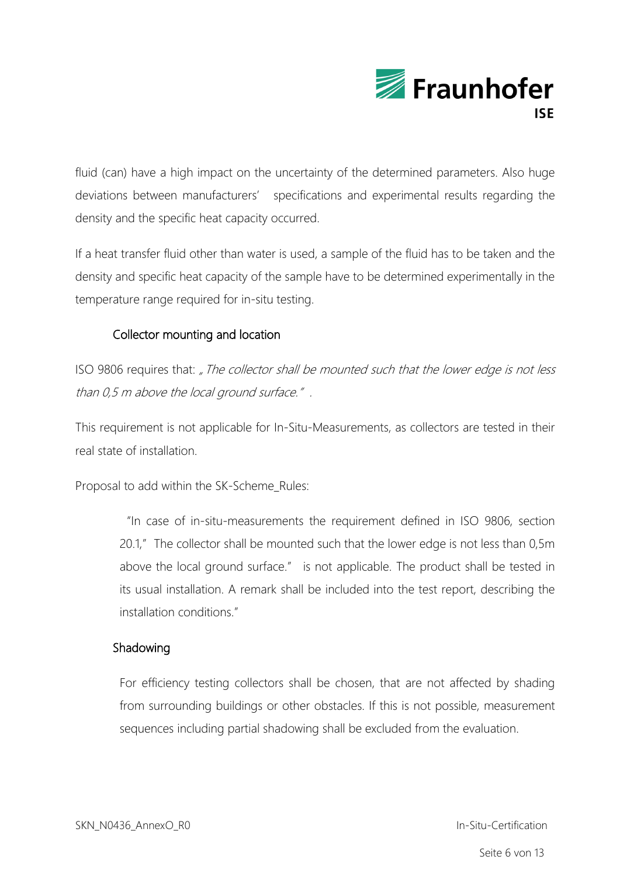fluid (can) have a high impact on the uncertainty of the determined parameters. Also huge deviations between manufacturers' specifications and experimental results regarding the density and the specific heat capacity occurred.

If a heat transfer fluid other than water is used, a sample of the fluid has to be taken and the density and specific heat capacity of the sample have to be determined experimentally in the temperature range required for in-situ testing.

### Collector mounting and location

ISO 9806 requires that: *„The collector shall be mounted such that the lower edge is not less than 0,5 m above the local ground surface."* .

This requirement is not applicable for In-Situ-Measurements, as collectors are tested in their real state of installation.

Proposal to add within the SK-Scheme_Rules:

> "In case of in-situ-measurements the requirement defined in ISO 9806, section 20.1," The collector shall be mounted such that the lower edge is not less than 0,5m above the local ground surface." is not applicable. The product shall be tested in its usual installation. A remark shall be included into the test report, describing the installation conditions."

### Shadowing

For efficiency testing collectors shall be chosen, that are not affected by shading from surrounding buildings or other obstacles. If this is not possible, measurement sequences including partial shadowing shall be excluded from the evaluation.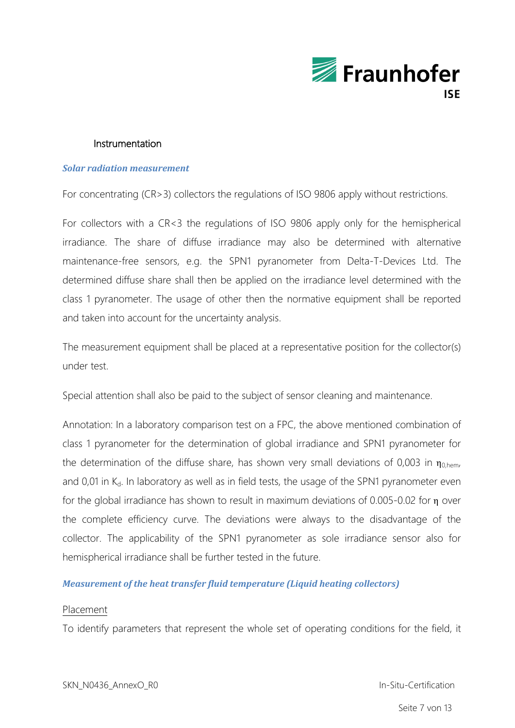## Instrumentation

***Solar radiation measurement***

For concentrating (CR>3) collectors the regulations of ISO 9806 apply without restrictions.

For collectors with a CR<3 the regulations of ISO 9806 apply only for the hemispherical irradiance. The share of diffuse irradiance may also be determined with alternative maintenance-free sensors, e.g. the SPN1 pyranometer from Delta-T-Devices Ltd. The determined diffuse share shall then be applied on the irradiance level determined with the class 1 pyranometer. The usage of other then the normative equipment shall be reported and taken into account for the uncertainty analysis.

The measurement equipment shall be placed at a representative position for the collector(s) under test.

Special attention shall also be paid to the subject of sensor cleaning and maintenance.

Annotation: In a laboratory comparison test on a FPC, the above mentioned combination of class 1 pyranometer for the determination of global irradiance and SPN1 pyranometer for the determination of the diffuse share, has shown very small deviations of 0,003 in $\eta_{0,hem}$, and 0,01 in $K_d$. In laboratory as well as in field tests, the usage of the SPN1 pyranometer even for the global irradiance has shown to result in maximum deviations of 0.005-0.02 for $\eta$ over the complete efficiency curve. The deviations were always to the disadvantage of the collector. The applicability of the SPN1 pyranometer as sole irradiance sensor also for hemispherical irradiance shall be further tested in the future.

***Measurement of the heat transfer fluid temperature (Liquid heating collectors)***

Placement

To identify parameters that represent the whole set of operating conditions for the field, it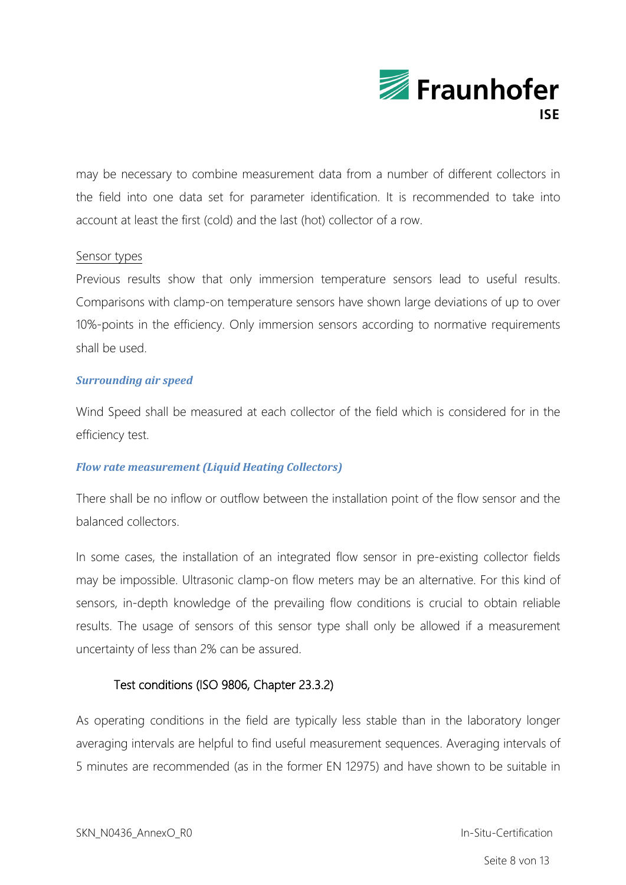may be necessary to combine measurement data from a number of different collectors in the field into one data set for parameter identification. It is recommended to take into account at least the first (cold) and the last (hot) collector of a row.

Sensor types

Previous results show that only immersion temperature sensors lead to useful results. Comparisons with clamp-on temperature sensors have shown large deviations of up to over 10%-points in the efficiency. Only immersion sensors according to normative requirements shall be used.

#### *Surrounding air speed*

Wind Speed shall be measured at each collector of the field which is considered for in the efficiency test.

#### *Flow rate measurement (Liquid Heating Collectors)*

There shall be no inflow or outflow between the installation point of the flow sensor and the balanced collectors.

In some cases, the installation of an integrated flow sensor in pre-existing collector fields may be impossible. Ultrasonic clamp-on flow meters may be an alternative. For this kind of sensors, in-depth knowledge of the prevailing flow conditions is crucial to obtain reliable results. The usage of sensors of this sensor type shall only be allowed if a measurement uncertainty of less than 2% can be assured.

### Test conditions (ISO 9806, Chapter 23.3.2)

As operating conditions in the field are typically less stable than in the laboratory longer averaging intervals are helpful to find useful measurement sequences. Averaging intervals of 5 minutes are recommended (as in the former EN 12975) and have shown to be suitable in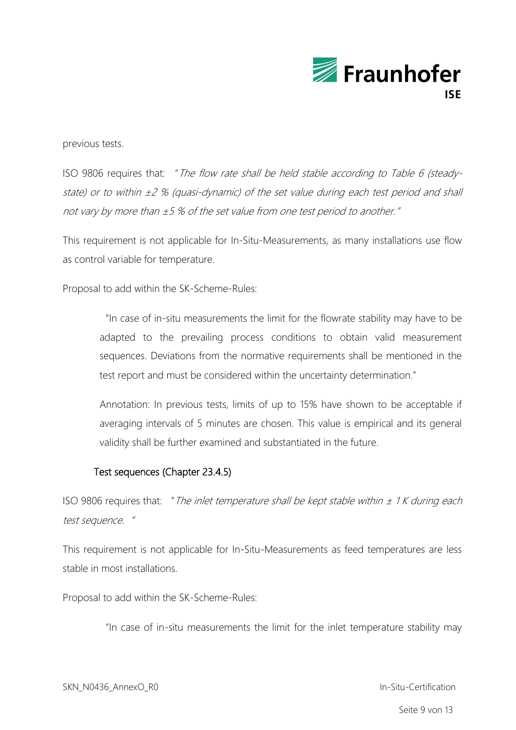previous tests.

ISO 9806 requires that: *"The flow rate shall be held stable according to Table 6 (steady-state) or to within ±2 % (quasi-dynamic) of the set value during each test period and shall not vary by more than ±5 % of the set value from one test period to another."*

This requirement is not applicable for In-Situ-Measurements, as many installations use flow as control variable for temperature.

Proposal to add within the SK-Scheme-Rules:

> "In case of in-situ measurements the limit for the flowrate stability may have to be adapted to the prevailing process conditions to obtain valid measurement sequences. Deviations from the normative requirements shall be mentioned in the test report and must be considered within the uncertainty determination."
>
> Annotation: In previous tests, limits of up to 15% have shown to be acceptable if averaging intervals of 5 minutes are chosen. This value is empirical and its general validity shall be further examined and substantiated in the future.

### Test sequences (Chapter 23.4.5)

ISO 9806 requires that: *"The inlet temperature shall be kept stable within ± 1 K during each test sequence. "*

This requirement is not applicable for In-Situ-Measurements as feed temperatures are less stable in most installations.

Proposal to add within the SK-Scheme-Rules:

> "In case of in-situ measurements the limit for the inlet temperature stability may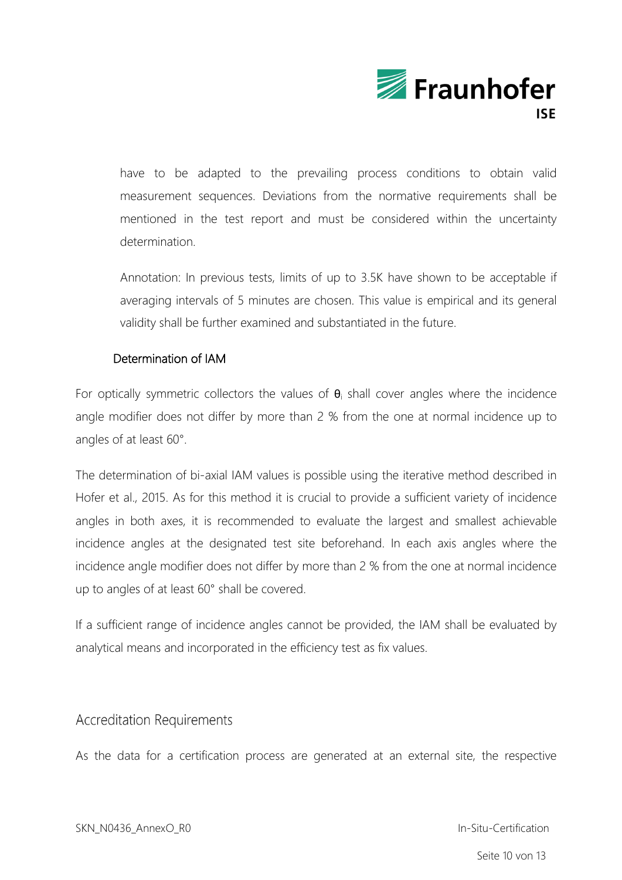have to be adapted to the prevailing process conditions to obtain valid measurement sequences. Deviations from the normative requirements shall be mentioned in the test report and must be considered within the uncertainty determination.

Annotation: In previous tests, limits of up to 3.5K have shown to be acceptable if averaging intervals of 5 minutes are chosen. This value is empirical and its general validity shall be further examined and substantiated in the future.

### Determination of IAM

For optically symmetric collectors the values of $\theta_i$ shall cover angles where the incidence angle modifier does not differ by more than 2 % from the one at normal incidence up to angles of at least 60°.

The determination of bi-axial IAM values is possible using the iterative method described in Hofer et al., 2015. As for this method it is crucial to provide a sufficient variety of incidence angles in both axes, it is recommended to evaluate the largest and smallest achievable incidence angles at the designated test site beforehand. In each axis angles where the incidence angle modifier does not differ by more than 2 % from the one at normal incidence up to angles of at least 60° shall be covered.

If a sufficient range of incidence angles cannot be provided, the IAM shall be evaluated by analytical means and incorporated in the efficiency test as fix values.

## Accreditation Requirements

As the data for a certification process are generated at an external site, the respective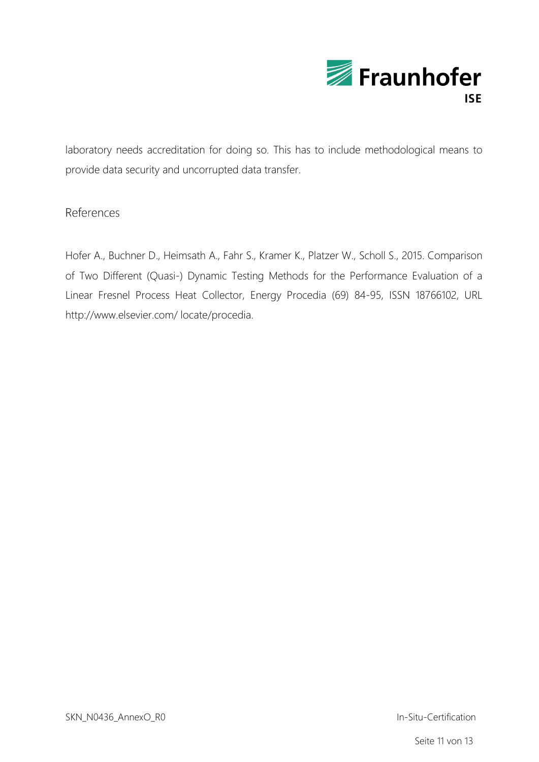laboratory needs accreditation for doing so. This has to include methodological means to provide data security and uncorrupted data transfer.

## References

Hofer A., Buchner D., Heimsath A., Fahr S., Kramer K., Platzer W., Scholl S., 2015. Comparison of Two Different (Quasi-) Dynamic Testing Methods for the Performance Evaluation of a Linear Fresnel Process Heat Collector, Energy Procedia (69) 84-95, ISSN 18766102, URL http://www.elsevier.com/ locate/procedia.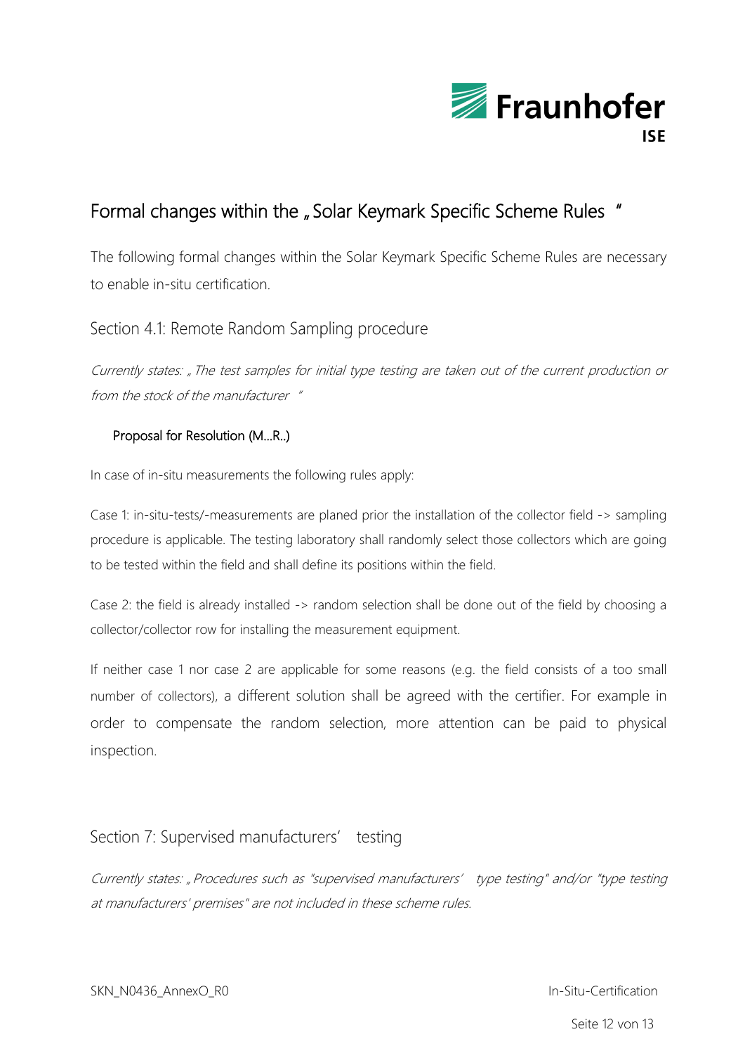# Formal changes within the „Solar Keymark Specific Scheme Rules"

The following formal changes within the Solar Keymark Specific Scheme Rules are necessary to enable in-situ certification.

## Section 4.1: Remote Random Sampling procedure

*Currently states: „The test samples for initial type testing are taken out of the current production or from the stock of the manufacturer"*

### Proposal for Resolution (M…R..)

In case of in-situ measurements the following rules apply:

Case 1: in-situ-tests/-measurements are planed prior the installation of the collector field -> sampling procedure is applicable. The testing laboratory shall randomly select those collectors which are going to be tested within the field and shall define its positions within the field.

Case 2: the field is already installed -> random selection shall be done out of the field by choosing a collector/collector row for installing the measurement equipment.

If neither case 1 nor case 2 are applicable for some reasons (e.g. the field consists of a too small number of collectors), a different solution shall be agreed with the certifier. For example in order to compensate the random selection, more attention can be paid to physical inspection.

## Section 7: Supervised manufacturers' testing

*Currently states: „Procedures such as "supervised manufacturers' type testing" and/or "type testing at manufacturers' premises" are not included in these scheme rules.*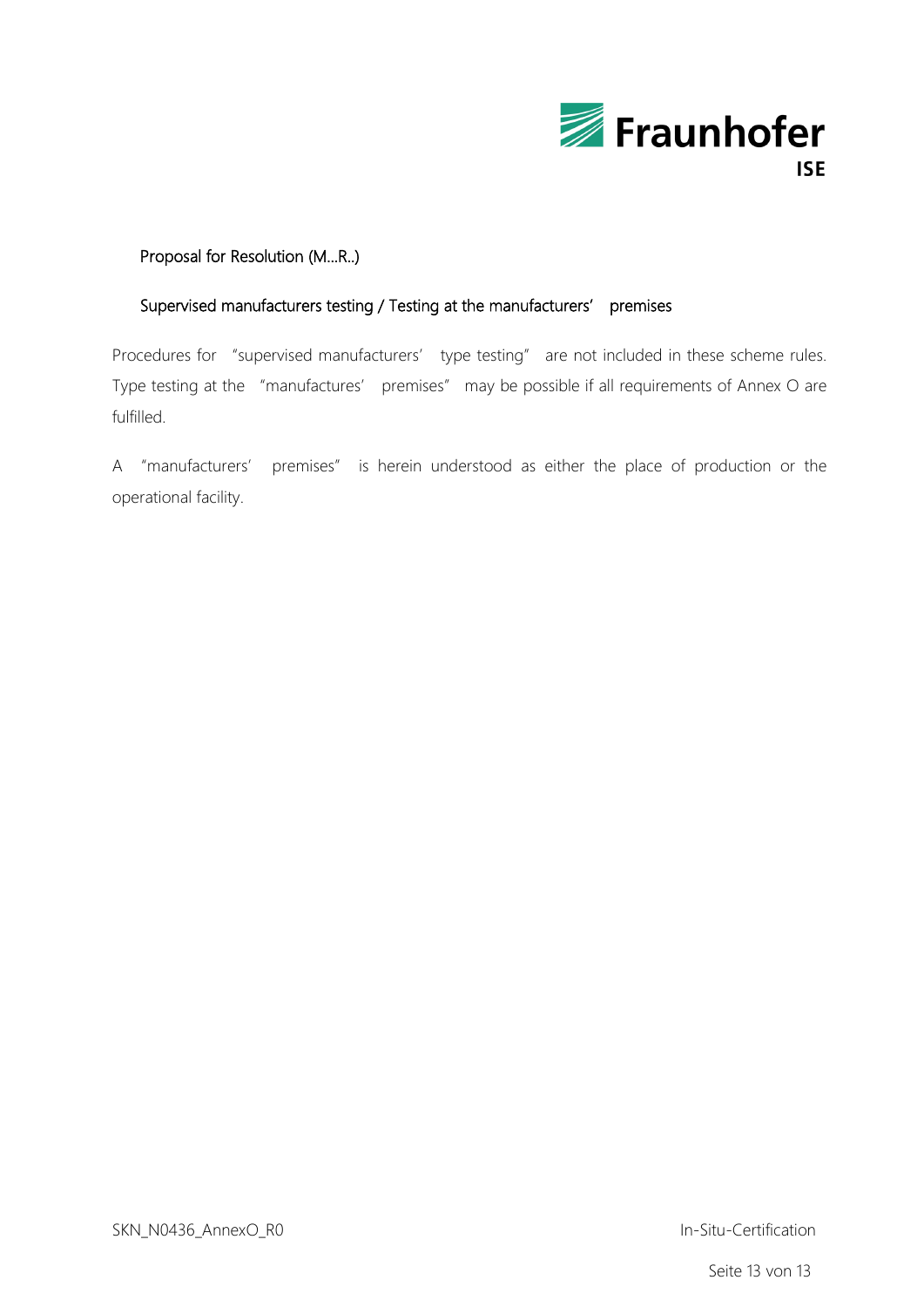Proposal for Resolution (M...R..)

Supervised manufacturers testing / Testing at the manufacturers' premises

Procedures for "supervised manufacturers' type testing" are not included in these scheme rules. Type testing at the "manufactures' premises" may be possible if all requirements of Annex O are fulfilled.

A "manufacturers' premises" is herein understood as either the place of production or the operational facility.